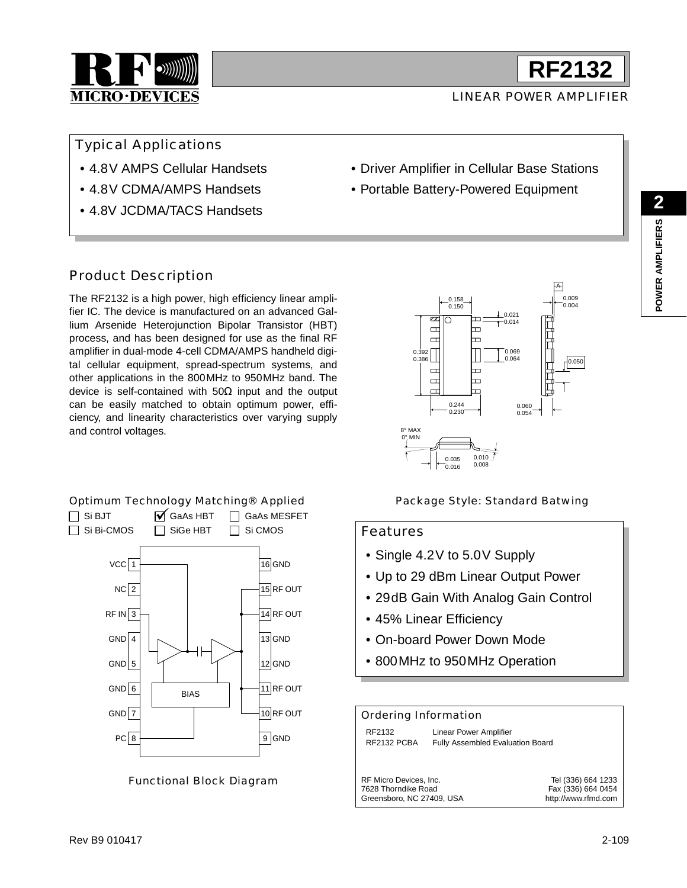# RF2132

LINEAR POWER AMPLIFIER

## Typical Applications

- 4.8V AMPS Cellular Handsets
- 4.8V CDMA/AMPS Handsets
- 4.8V JCDMA/TACS Handsets
- Driver Amplifier in Cellular Base Stations
- Portable Battery-Powered Equipment

## Product Description

The RF2132 is a high power, high efficiency linear amplifier IC. The device is manufactured on an advanced Gallium Arsenide Heterojunction Bipolar Transistor (HBT) process, and has been designed for use as the final RF amplifier in dual-mode 4-cell CDMA/AMPS handheld digital cellular equipment, spread-spectrum systems, and other applications in the 800MHz to 950MHz band. The device is self-contained with 50Ω input and the output can be easily matched to obtain optimum power, efficiency, and linearity characteristics over varying supply and control voltages.

Package Style: Standard Batwing

## Optimum Technology Matching® Applied

- [ ] Si BJT
- [x] GaAs HBT
- [ ] GaAs MESFET
- [ ] Si Bi-CMOS
- [ ] SiGe HBT
- [ ] Si CMOS

| Pin | Function | Pin | Function |
|---|---|---|---|
| 1 | VCC | 16 | GND |
| 2 | NC | 15 | RF OUT |
| 3 | RF IN | 14 | RF OUT |
| 4 | GND | 13 | GND |
| 5 | GND | 12 | GND |
| 6 | GND | 11 | RF OUT |
| 7 | GND | 10 | RF OUT |
| 8 | PC | 9 | GND |

Functional Block Diagram

## Features

- Single 4.2V to 5.0V Supply
- Up to 29 dBm Linear Output Power
- 29dB Gain With Analog Gain Control
- 45% Linear Efficiency
- On-board Power Down Mode
- 800MHz to 950MHz Operation

## Ordering Information

| | |
|---|---|
| RF2132 | Linear Power Amplifier |
| RF2132 PCBA | Fully Assembled Evaluation Board |

RF Micro Devices, Inc.
7628 Thorndike Road
Greensboro, NC 27409, USA

Tel (336) 664 1233
Fax (336) 664 0454
http://www.rfmd.com

Rev B9 010417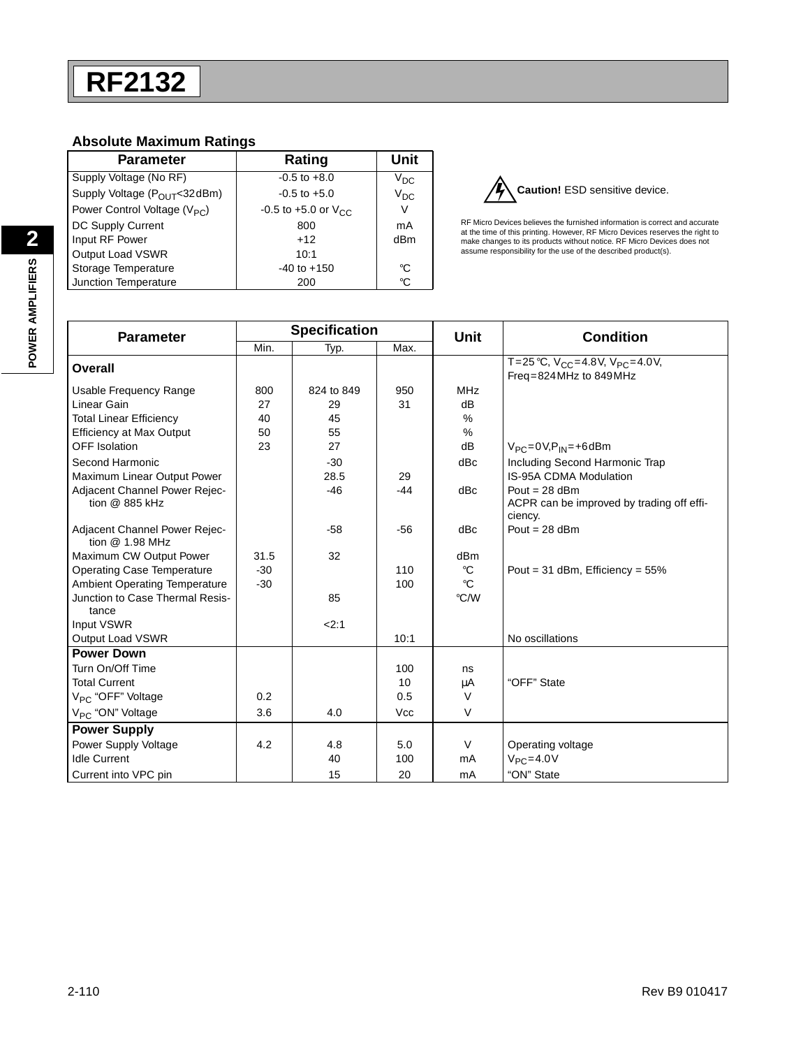## Absolute Maximum Ratings

| Parameter | Rating | Unit |
|---|---|---|
| Supply Voltage (No RF) | -0.5 to +8.0 | $V_{DC}$ |
| Supply Voltage ($P_{OUT}$<32dBm) | -0.5 to +5.0 | $V_{DC}$ |
| Power Control Voltage ($V_{PC}$) | -0.5 to +5.0 or $V_{CC}$ | V |
| DC Supply Current | 800 | mA |
| Input RF Power | +12 | dBm |
| Output Load VSWR | 10:1 | |
| Storage Temperature | -40 to +150 | °C |
| Junction Temperature | 200 | °C |

**Caution!** ESD sensitive device.

RF Micro Devices believes the furnished information is correct and accurate at the time of this printing. However, RF Micro Devices reserves the right to make changes to its products without notice. RF Micro Devices does not assume responsibility for the use of the described product(s).

| Parameter | Specification | | | Unit | Condition |
|---|---|---|---|---|---|
| | Min. | Typ. | Max. | | |
| **Overall** | | | | | T=25°C, $V_{CC}$=4.8V, $V_{PC}$=4.0V, Freq=824MHz to 849MHz |
| Usable Frequency Range | 800 | 824 to 849 | 950 | MHz | |
| Linear Gain | 27 | 29 | 31 | dB | |
| Total Linear Efficiency | 40 | 45 | | % | |
| Efficiency at Max Output | 50 | 55 | | % | |
| OFF Isolation | 23 | 27 | | dB | $V_{PC}$=0V,$P_{IN}$=+6dBm |
| Second Harmonic | | -30 | | dBc | Including Second Harmonic Trap |
| Maximum Linear Output Power | | 28.5 | 29 | | IS-95A CDMA Modulation |
| Adjacent Channel Power Rejection @ 885 kHz | | -46 | -44 | dBc | Pout = 28 dBm<br>ACPR can be improved by trading off efficiency. |
| Adjacent Channel Power Rejection @ 1.98 MHz | | -58 | -56 | dBc | Pout = 28 dBm |
| Maximum CW Output Power | 31.5 | 32 | | dBm | |
| Operating Case Temperature | -30 | | 110 | °C | Pout = 31 dBm, Efficiency = 55% |
| Ambient Operating Temperature | -30 | | 100 | °C | |
| Junction to Case Thermal Resistance | | 85 | | °C/W | |
| Input VSWR | | <2:1 | | | |
| Output Load VSWR | | | 10:1 | | No oscillations |
| **Power Down** | | | | | |
| Turn On/Off Time | | | 100 | ns | |
| Total Current | | | 10 | μA | "OFF" State |
| $V_{PC}$ "OFF" Voltage | 0.2 | | 0.5 | V | |
| $V_{PC}$ "ON" Voltage | 3.6 | 4.0 | Vcc | V | |
| **Power Supply** | | | | | |
| Power Supply Voltage | 4.2 | 4.8 | 5.0 | V | Operating voltage |
| Idle Current | | 40 | 100 | mA | $V_{PC}$=4.0V |
| Current into VPC pin | | 15 | 20 | mA | "ON" State |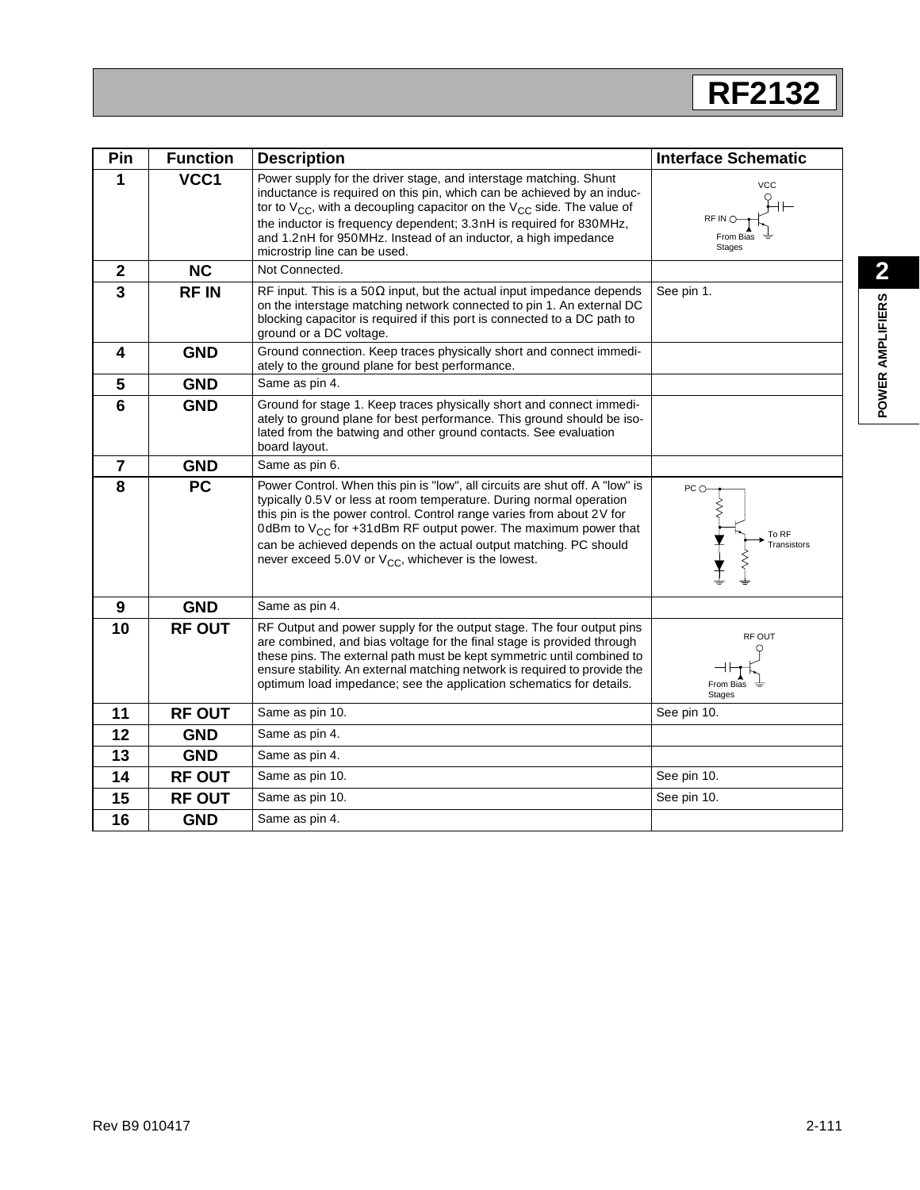| Pin | Function | Description | Interface Schematic |
|---|---|---|---|
| 1 | VCC1 | Power supply for the driver stage, and interstage matching. Shunt inductance is required on this pin, which can be achieved by an inductor to $V_{CC}$, with a decoupling capacitor on the $V_{CC}$ side. The value of the inductor is frequency dependent; 3.3nH is required for 830MHz, and 1.2nH for 950MHz. Instead of an inductor, a high impedance microstrip line can be used. | |
| 2 | NC | Not Connected. | |
| 3 | RF IN | RF input. This is a 50Ω input, but the actual input impedance depends on the interstage matching network connected to pin 1. An external DC blocking capacitor is required if this port is connected to a DC path to ground or a DC voltage. | See pin 1. |
| 4 | GND | Ground connection. Keep traces physically short and connect immediately to the ground plane for best performance. | |
| 5 | GND | Same as pin 4. | |
| 6 | GND | Ground for stage 1. Keep traces physically short and connect immediately to ground plane for best performance. This ground should be isolated from the batwing and other ground contacts. See evaluation board layout. | |
| 7 | GND | Same as pin 6. | |
| 8 | PC | Power Control. When this pin is "low", all circuits are shut off. A "low" is typically 0.5V or less at room temperature. During normal operation this pin is the power control. Control range varies from about 2V for 0dBm to $V_{CC}$ for +31dBm RF output power. The maximum power that can be achieved depends on the actual output matching. PC should never exceed 5.0V or $V_{CC}$, whichever is the lowest. | |
| 9 | GND | Same as pin 4. | |
| 10 | RF OUT | RF Output and power supply for the output stage. The four output pins are combined, and bias voltage for the final stage is provided through these pins. The external path must be kept symmetric until combined to ensure stability. An external matching network is required to provide the optimum load impedance; see the application schematics for details. | |
| 11 | RF OUT | Same as pin 10. | See pin 10. |
| 12 | GND | Same as pin 4. | |
| 13 | GND | Same as pin 4. | |
| 14 | RF OUT | Same as pin 10. | See pin 10. |
| 15 | RF OUT | Same as pin 10. | See pin 10. |
| 16 | GND | Same as pin 4. | |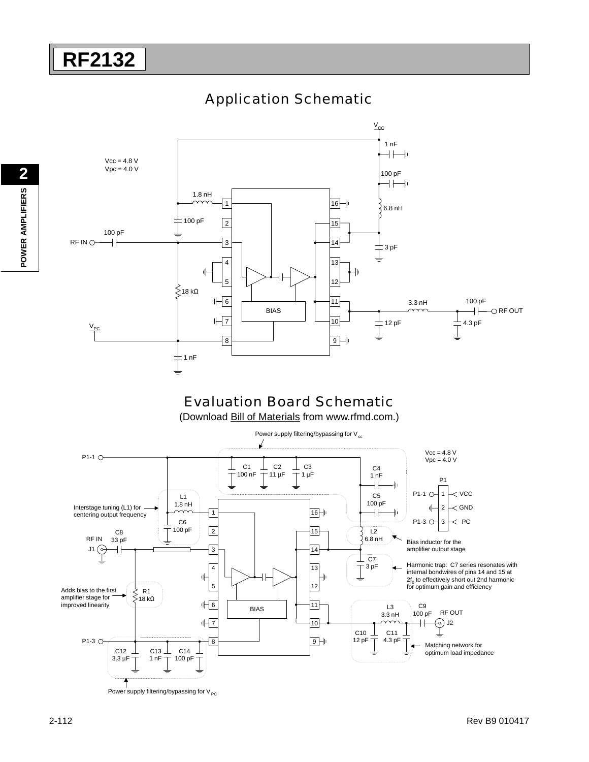## Application Schematic

Vcc = 4.8 V
Vpc = 4.0 V

## Evaluation Board Schematic

(Download Bill of Materials from www.rfmd.com.)

Power supply filtering/bypassing for $V_{cc}$

Vcc = 4.8 V
Vpc = 4.0 V

Interstage tuning (L1) for centering output frequency

Bias inductor for the amplifier output stage

Harmonic trap: C7 series resonates with internal bondwires of pins 14 and 15 at $2f_0$ to effectively short out 2nd harmonic for optimum gain and efficiency

Adds bias to the first amplifier stage for improved linearity

Matching network for optimum load impedance

Power supply filtering/bypassing for $V_{PC}$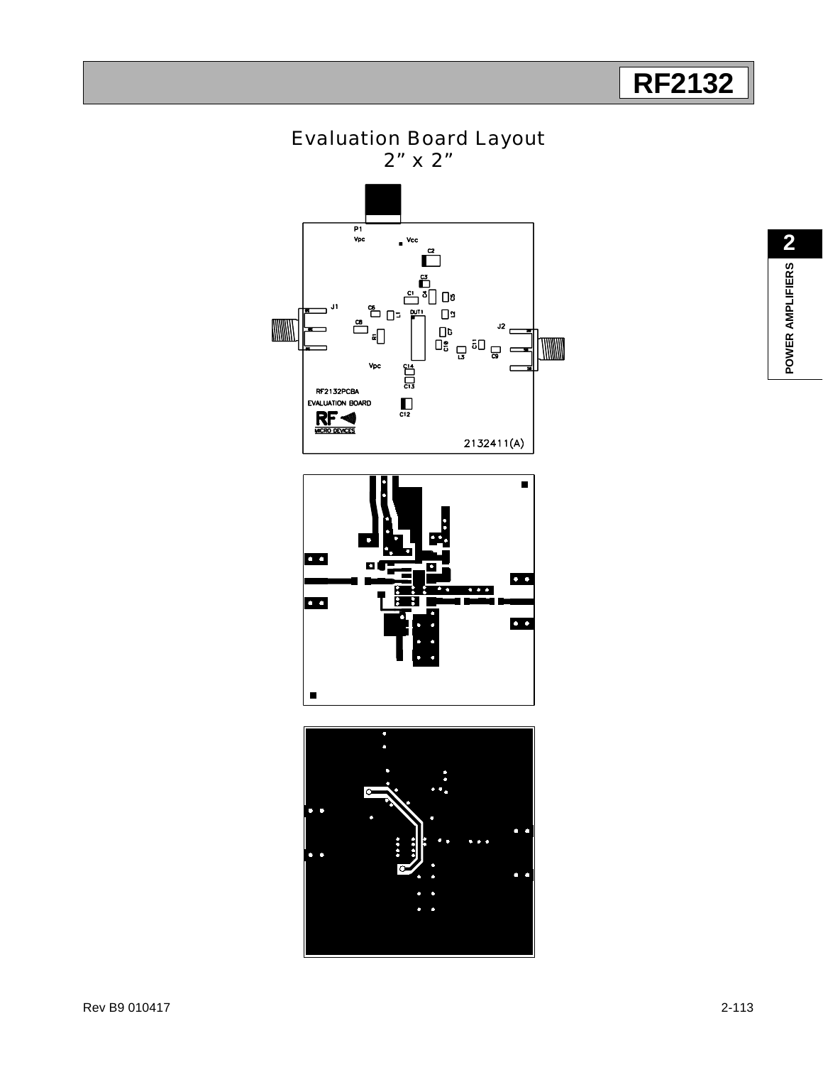# Evaluation Board Layout
## 2" x 2"

P1

Vpc

Vcc

C2

C3

C1

C4

C6

C5

L1

DUT1

L2

J1

C8

R1

C7

J2

C10

C11

L3

C9

Vpc

C14

C13

RF2132PCBA

EVALUATION BOARD

C12

RF

MICRO DEVICES

2132411(A)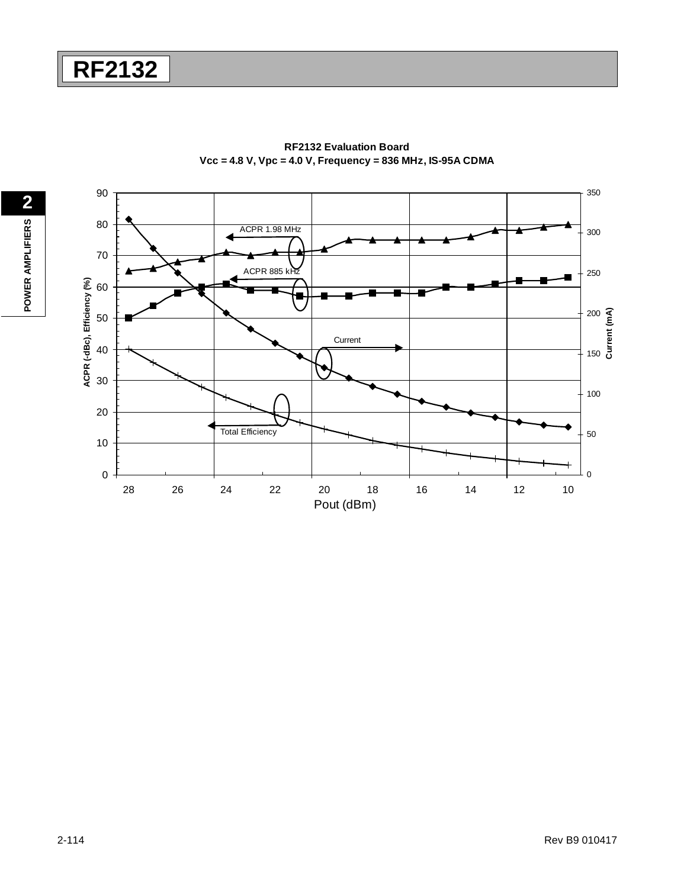RF2132 Evaluation Board
Vcc = 4.8 V, Vpc = 4.0 V, Frequency = 836 MHz, IS-95A CDMA

ACPR (-dBc), Efficiency (%)

90
80
70
60
50
40
30
20
10
0

Current (mA)

350
300
250
200
150
100
50
0

ACPR 1.98 MHz

ACPR 885 kHz

Current

Total Efficiency

28 26 24 22 20 18 16 14 12 10

Pout (dBm)